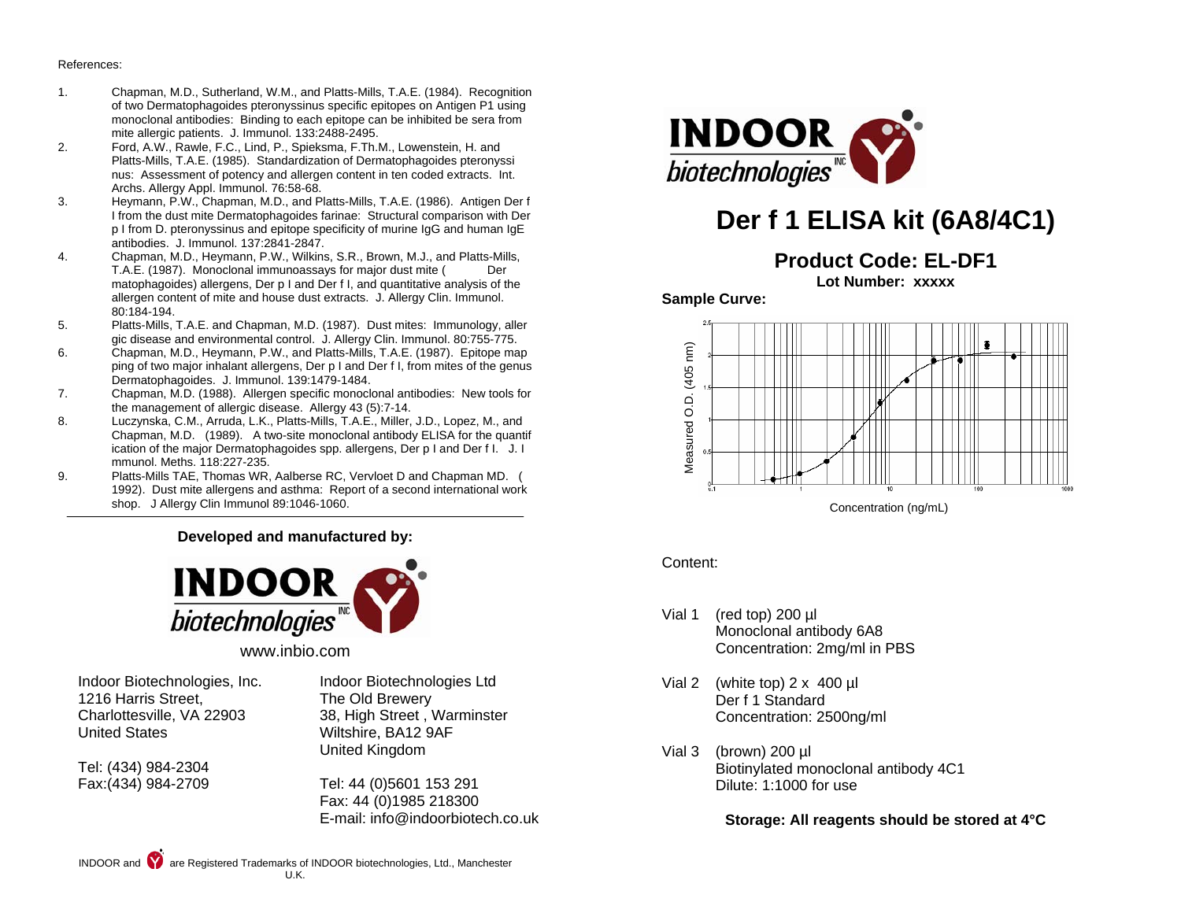References:

1. Chapman, M.D., Sutherland, W.M., and Platts-Mills, T.A.E. (1984). Recognition of two Dermatophagoides pteronyssinus specific epitopes on Antigen P1 using monoclonal antibodies: Binding to each epitope can be inhibited be sera from mite allergic patients. J. Immunol. 133:2488-2495.
2. Ford, A.W., Rawle, F.C., Lind, P., Spieksma, F.Th.M., Lowenstein, H. and Platts-Mills, T.A.E. (1985). Standardization of Dermatophagoides pteronyssi nus: Assessment of potency and allergen content in ten coded extracts. Int. Archs. Allergy Appl. Immunol. 76:58-68.
3. Heymann, P.W., Chapman, M.D., and Platts-Mills, T.A.E. (1986). Antigen Der f I from the dust mite Dermatophagoides farinae: Structural comparison with Der p I from D. pteronyssinus and epitope specificity of murine IgG and human IgE antibodies. J. Immunol. 137:2841-2847.
4. Chapman, M.D., Heymann, P.W., Wilkins, S.R., Brown, M.J., and Platts-Mills, T.A.E. (1987). Monoclonal immunoassays for major dust mite ( Der matophagoides) allergens, Der p I and Der f I, and quantitative analysis of the allergen content of mite and house dust extracts. J. Allergy Clin. Immunol. 80:184-194.
5. Platts-Mills, T.A.E. and Chapman, M.D. (1987). Dust mites: Immunology, aller gic disease and environmental control. J. Allergy Clin. Immunol. 80:755-775.
6. Chapman, M.D., Heymann, P.W., and Platts-Mills, T.A.E. (1987). Epitope map ping of two major inhalant allergens, Der p I and Der f I, from mites of the genus Dermatophagoides. J. Immunol. 139:1479-1484.
7. Chapman, M.D. (1988). Allergen specific monoclonal antibodies: New tools for the management of allergic disease. Allergy 43 (5):7-14.
8. Luczynska, C.M., Arruda, L.K., Platts-Mills, T.A.E., Miller, J.D., Lopez, M., and Chapman, M.D. (1989). A two-site monoclonal antibody ELISA for the quantif ication of the major Dermatophagoides spp. allergens, Der p I and Der f I. J. I mmunol. Meths. 118:227-235.
9. Platts-Mills TAE, Thomas WR, Aalberse RC, Vervloet D and Chapman MD. ( 1992). Dust mite allergens and asthma: Report of a second international work shop. J Allergy Clin Immunol 89:1046-1060.

**Developed and manufactured by:**

INDOOR biotechnologies INC

www.inbio.com

Indoor Biotechnologies, Inc.
1216 Harris Street,
Charlottesville, VA 22903
United States

Tel: (434) 984-2304
Fax:(434) 984-2709

Indoor Biotechnologies Ltd
The Old Brewery
38, High Street , Warminster
Wiltshire, BA12 9AF
United Kingdom

Tel: 44 (0)5601 153 291
Fax: 44 (0)1985 218300
E-mail: info@indoorbiotech.co.uk

INDOOR and are Registered Trademarks of INDOOR biotechnologies, Ltd., Manchester U.K.

INDOOR biotechnologies INC

# Der f 1 ELISA kit (6A8/4C1)

## Product Code: EL-DF1

**Lot Number: xxxxx**

**Sample Curve:**

Measured O.D. (405 nm) vs. Concentration (ng/mL)

Content:

Vial 1 (red top) 200 µl
Monoclonal antibody 6A8
Concentration: 2mg/ml in PBS

Vial 2 (white top) 2 x 400 µl
Der f 1 Standard
Concentration: 2500ng/ml

Vial 3 (brown) 200 µl
Biotinylated monoclonal antibody 4C1
Dilute: 1:1000 for use

**Storage: All reagents should be stored at 4°C**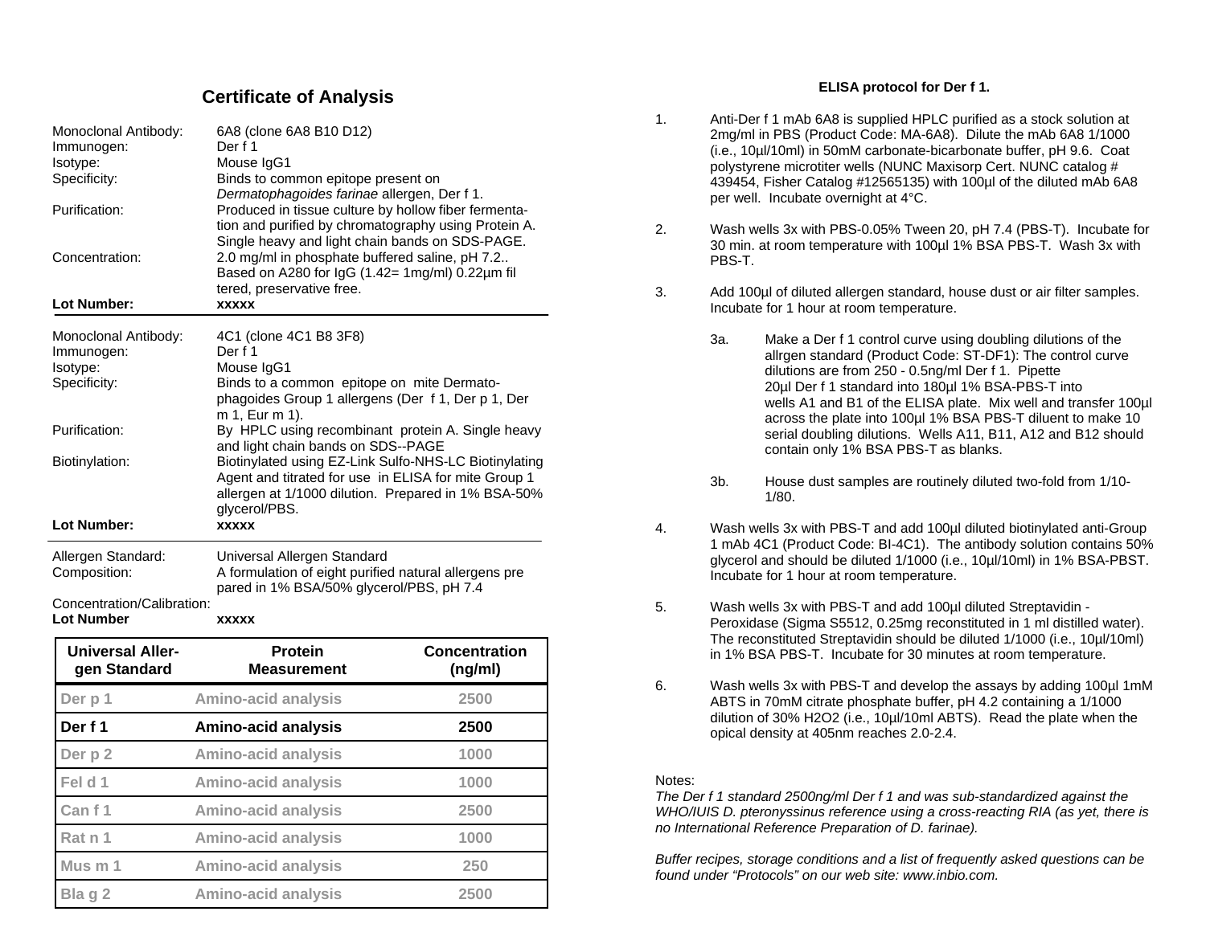## Certificate of Analysis

| | |
|---|---|
| Monoclonal Antibody: | 6A8 (clone 6A8 B10 D12) |
| Immunogen: | Der f 1 |
| Isotype: | Mouse IgG1 |
| Specificity: | Binds to common epitope present on *Dermatophagoides farinae* allergen, Der f 1. |
| Purification: | Produced in tissue culture by hollow fiber fermentation and purified by chromatography using Protein A. Single heavy and light chain bands on SDS-PAGE. |
| Concentration: | 2.0 mg/ml in phosphate buffered saline, pH 7.2.. Based on A280 for IgG (1.42= 1mg/ml) 0.22µm filtered, preservative free. |
| **Lot Number:** | **xxxxx** |

| | |
|---|---|
| Monoclonal Antibody: | 4C1 (clone 4C1 B8 3F8) |
| Immunogen: | Der f 1 |
| Isotype: | Mouse IgG1 |
| Specificity: | Binds to a common epitope on mite Dermatophagoides Group 1 allergens (Der f 1, Der p 1, Der m 1, Eur m 1). |
| Purification: | By HPLC using recombinant protein A. Single heavy and light chain bands on SDS--PAGE |
| Biotinylation: | Biotinylated using EZ-Link Sulfo-NHS-LC Biotinylating Agent and titrated for use in ELISA for mite Group 1 allergen at 1/1000 dilution. Prepared in 1% BSA-50% glycerol/PBS. |
| **Lot Number:** | **xxxxx** |

| | |
|---|---|
| Allergen Standard: | Universal Allergen Standard |
| Composition: | A formulation of eight purified natural allergens prepared in 1% BSA/50% glycerol/PBS, pH 7.4 |
| Concentration/Calibration: | |
| **Lot Number** | **xxxxx** |

| Universal Allergen Standard | Protein Measurement | Concentration (ng/ml) |
|---|---|---|
| Der p 1 | Amino-acid analysis | 2500 |
| **Der f 1** | **Amino-acid analysis** | **2500** |
| Der p 2 | Amino-acid analysis | 1000 |
| Fel d 1 | Amino-acid analysis | 1000 |
| Can f 1 | Amino-acid analysis | 2500 |
| Rat n 1 | Amino-acid analysis | 1000 |
| Mus m 1 | Amino-acid analysis | 250 |
| Bla g 2 | Amino-acid analysis | 2500 |

### ELISA protocol for Der f 1.

1. Anti-Der f 1 mAb 6A8 is supplied HPLC purified as a stock solution at 2mg/ml in PBS (Product Code: MA-6A8). Dilute the mAb 6A8 1/1000 (i.e., 10µl/10ml) in 50mM carbonate-bicarbonate buffer, pH 9.6. Coat polystyrene microtiter wells (NUNC Maxisorp Cert. NUNC catalog # 439454, Fisher Catalog #12565135) with 100µl of the diluted mAb 6A8 per well. Incubate overnight at 4°C.

2. Wash wells 3x with PBS-0.05% Tween 20, pH 7.4 (PBS-T). Incubate for 30 min. at room temperature with 100µl 1% BSA PBS-T. Wash 3x with PBS-T.

3. Add 100µl of diluted allergen standard, house dust or air filter samples. Incubate for 1 hour at room temperature.

   3a. Make a Der f 1 control curve using doubling dilutions of the allrgen standard (Product Code: ST-DF1): The control curve dilutions are from 250 - 0.5ng/ml Der f 1. Pipette 20µl Der f 1 standard into 180µl 1% BSA-PBS-T into wells A1 and B1 of the ELISA plate. Mix well and transfer 100µl across the plate into 100µl 1% BSA PBS-T diluent to make 10 serial doubling dilutions. Wells A11, B11, A12 and B12 should contain only 1% BSA PBS-T as blanks.

   3b. House dust samples are routinely diluted two-fold from 1/10-1/80.

4. Wash wells 3x with PBS-T and add 100µl diluted biotinylated anti-Group 1 mAb 4C1 (Product Code: BI-4C1). The antibody solution contains 50% glycerol and should be diluted 1/1000 (i.e., 10µl/10ml) in 1% BSA-PBST. Incubate for 1 hour at room temperature.

5. Wash wells 3x with PBS-T and add 100µl diluted Streptavidin - Peroxidase (Sigma S5512, 0.25mg reconstituted in 1 ml distilled water). The reconstituted Streptavidin should be diluted 1/1000 (i.e., 10µl/10ml) in 1% BSA PBS-T. Incubate for 30 minutes at room temperature.

6. Wash wells 3x with PBS-T and develop the assays by adding 100µl 1mM ABTS in 70mM citrate phosphate buffer, pH 4.2 containing a 1/1000 dilution of 30% $H_2O_2$ (i.e., 10µl/10ml ABTS). Read the plate when the opical density at 405nm reaches 2.0-2.4.

Notes:

*The Der f 1 standard 2500ng/ml Der f 1 and was sub-standardized against the WHO/IUIS D. pteronyssinus reference using a cross-reacting RIA (as yet, there is no International Reference Preparation of D. farinae).*

*Buffer recipes, storage conditions and a list of frequently asked questions can be found under "Protocols" on our web site: www.inbio.com.*